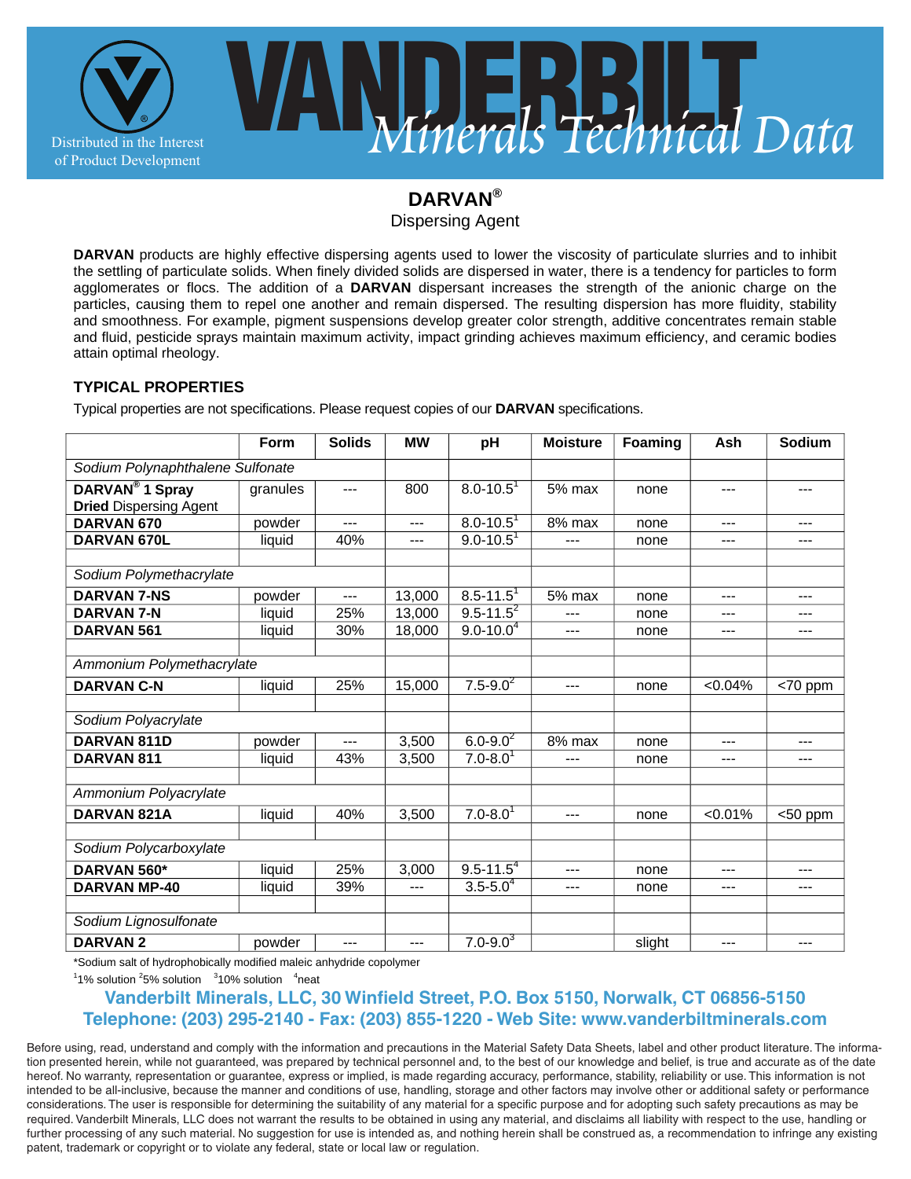Distributed in the Interest of Product Development

# VANDERBILT Minerals Technical Data

## DARVAN®

Dispersing Agent

**DARVAN** products are highly effective dispersing agents used to lower the viscosity of particulate slurries and to inhibit the settling of particulate solids. When finely divided solids are dispersed in water, there is a tendency for particles to form agglomerates or flocs. The addition of a **DARVAN** dispersant increases the strength of the anionic charge on the particles, causing them to repel one another and remain dispersed. The resulting dispersion has more fluidity, stability and smoothness. For example, pigment suspensions develop greater color strength, additive concentrates remain stable and fluid, pesticide sprays maintain maximum activity, impact grinding achieves maximum efficiency, and ceramic bodies attain optimal rheology.

### TYPICAL PROPERTIES

Typical properties are not specifications. Please request copies of our **DARVAN** specifications.

| | Form | Solids | MW | pH | Moisture | Foaming | Ash | Sodium |
|---|---|---|---|---|---|---|---|---|
| *Sodium Polynaphthalene Sulfonate* | | | | | | | | |
| **DARVAN® 1 Spray Dried** Dispersing Agent | granules | --- | 800 | 8.0-10.5[1] | 5% max | none | --- | --- |
| **DARVAN 670** | powder | --- | --- | 8.0-10.5[1] | 8% max | none | --- | --- |
| **DARVAN 670L** | liquid | 40% | --- | 9.0-10.5[1] | --- | none | --- | --- |
| *Sodium Polymethacrylate* | | | | | | | | |
| **DARVAN 7-NS** | powder | --- | 13,000 | 8.5-11.5[1] | 5% max | none | --- | --- |
| **DARVAN 7-N** | liquid | 25% | 13,000 | 9.5-11.5[2] | --- | none | --- | --- |
| **DARVAN 561** | liquid | 30% | 18,000 | 9.0-10.0[4] | --- | none | --- | --- |
| *Ammonium Polymethacrylate* | | | | | | | | |
| **DARVAN C-N** | liquid | 25% | 15,000 | 7.5-9.0[2] | --- | none | <0.04% | <70 ppm |
| *Sodium Polyacrylate* | | | | | | | | |
| **DARVAN 811D** | powder | --- | 3,500 | 6.0-9.0[2] | 8% max | none | --- | --- |
| **DARVAN 811** | liquid | 43% | 3,500 | 7.0-8.0[1] | --- | none | --- | --- |
| *Ammonium Polyacrylate* | | | | | | | | |
| **DARVAN 821A** | liquid | 40% | 3,500 | 7.0-8.0[1] | --- | none | <0.01% | <50 ppm |
| *Sodium Polycarboxylate* | | | | | | | | |
| **DARVAN 560*** | liquid | 25% | 3,000 | 9.5-11.5[4] | --- | none | --- | --- |
| **DARVAN MP-40** | liquid | 39% | --- | 3.5-5.0[4] | --- | none | --- | --- |
| *Sodium Lignosulfonate* | | | | | | | | |
| **DARVAN 2** | powder | --- | --- | 7.0-9.0[3] | | slight | --- | --- |

*Sodium salt of hydrophobically modified maleic anhydride copolymer

[1]1% solution [2]5% solution [3]10% solution [4]neat

**Vanderbilt Minerals, LLC, 30 Winfield Street, P.O. Box 5150, Norwalk, CT 06856-5150**
**Telephone: (203) 295-2140 - Fax: (203) 855-1220 - Web Site: www.vanderbiltminerals.com**

Before using, read, understand and comply with the information and precautions in the Material Safety Data Sheets, label and other product literature. The information presented herein, while not guaranteed, was prepared by technical personnel and, to the best of our knowledge and belief, is true and accurate as of the date hereof. No warranty, representation or guarantee, express or implied, is made regarding accuracy, performance, stability, reliability or use. This information is not intended to be all-inclusive, because the manner and conditions of use, handling, storage and other factors may involve other or additional safety or performance considerations. The user is responsible for determining the suitability of any material for a specific purpose and for adopting such safety precautions as may be required. Vanderbilt Minerals, LLC does not warrant the results to be obtained in using any material, and disclaims all liability with respect to the use, handling or further processing of any such material. No suggestion for use is intended as, and nothing herein shall be construed as, a recommendation to infringe any existing patent, trademark or copyright or to violate any federal, state or local law or regulation.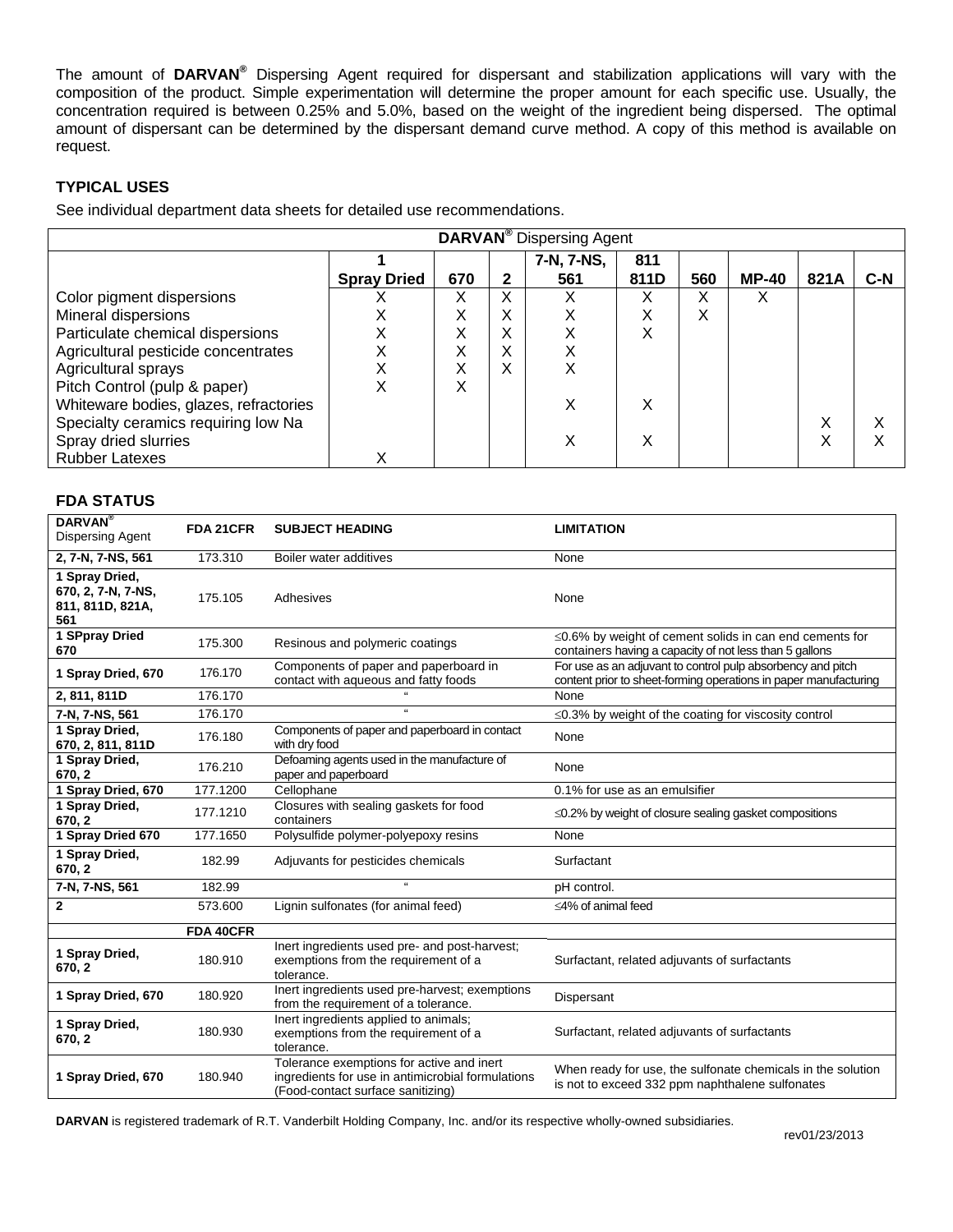The amount of **DARVAN®** Dispersing Agent required for dispersant and stabilization applications will vary with the composition of the product. Simple experimentation will determine the proper amount for each specific use. Usually, the concentration required is between 0.25% and 5.0%, based on the weight of the ingredient being dispersed. The optimal amount of dispersant can be determined by the dispersant demand curve method. A copy of this method is available on request.

## TYPICAL USES

See individual department data sheets for detailed use recommendations.

| | DARVAN® Dispersing Agent | | | | | | | | |
|---|---|---|---|---|---|---|---|---|---|
| | 1 Spray Dried | 670 | 2 | 7-N, 7-NS, 561 | 811 811D | 560 | MP-40 | 821A | C-N |
| Color pigment dispersions | X | X | X | X | X | X | X | | |
| Mineral dispersions | X | X | X | X | X | X | | | |
| Particulate chemical dispersions | X | X | X | X | X | | | | |
| Agricultural pesticide concentrates | X | X | X | X | | | | | |
| Agricultural sprays | X | X | X | X | | | | | |
| Pitch Control (pulp & paper) | X | X | | | | | | | |
| Whiteware bodies, glazes, refractories | | | | X | X | | | | |
| Specialty ceramics requiring low Na | | | | | | | | X | X |
| Spray dried slurries | | | | X | X | | | X | X |
| Rubber Latexes | X | | | | | | | | |

## FDA STATUS

| DARVAN® Dispersing Agent | FDA 21CFR | SUBJECT HEADING | LIMITATION |
|---|---|---|---|
| 2, 7-N, 7-NS, 561 | 173.310 | Boiler water additives | None |
| 1 Spray Dried, 670, 2, 7-N, 7-NS, 811, 811D, 821A, 561 | 175.105 | Adhesives | None |
| 1 SPpray Dried 670 | 175.300 | Resinous and polymeric coatings | ≤0.6% by weight of cement solids in can end cements for containers having a capacity of not less than 5 gallons |
| 1 Spray Dried, 670 | 176.170 | Components of paper and paperboard in contact with aqueous and fatty foods | For use as an adjuvant to control pulp absorbency and pitch content prior to sheet-forming operations in paper manufacturing |
| 2, 811, 811D | 176.170 | " | None |
| 7-N, 7-NS, 561 | 176.170 | " | ≤0.3% by weight of the coating for viscosity control |
| 1 Spray Dried, 670, 2, 811, 811D | 176.180 | Components of paper and paperboard in contact with dry food | None |
| 1 Spray Dried, 670, 2 | 176.210 | Defoaming agents used in the manufacture of paper and paperboard | None |
| 1 Spray Dried, 670 | 177.1200 | Cellophane | 0.1% for use as an emulsifier |
| 1 Spray Dried, 670, 2 | 177.1210 | Closures with sealing gaskets for food containers | ≤0.2% by weight of closure sealing gasket compositions |
| 1 Spray Dried 670 | 177.1650 | Polysulfide polymer-polyepoxy resins | None |
| 1 Spray Dried, 670, 2 | 182.99 | Adjuvants for pesticides chemicals | Surfactant |
| 7-N, 7-NS, 561 | 182.99 | " | pH control. |
| 2 | 573.600 | Lignin sulfonates (for animal feed) | ≤4% of animal feed |
| | **FDA 40CFR** | | |
| 1 Spray Dried, 670, 2 | 180.910 | Inert ingredients used pre- and post-harvest; exemptions from the requirement of a tolerance. | Surfactant, related adjuvants of surfactants |
| 1 Spray Dried, 670 | 180.920 | Inert ingredients used pre-harvest; exemptions from the requirement of a tolerance. | Dispersant |
| 1 Spray Dried, 670, 2 | 180.930 | Inert ingredients applied to animals; exemptions from the requirement of a tolerance. | Surfactant, related adjuvants of surfactants |
| 1 Spray Dried, 670 | 180.940 | Tolerance exemptions for active and inert ingredients for use in antimicrobial formulations (Food-contact surface sanitizing) | When ready for use, the sulfonate chemicals in the solution is not to exceed 332 ppm naphthalene sulfonates |

**DARVAN** is registered trademark of R.T. Vanderbilt Holding Company, Inc. and/or its respective wholly-owned subsidiaries.

rev01/23/2013